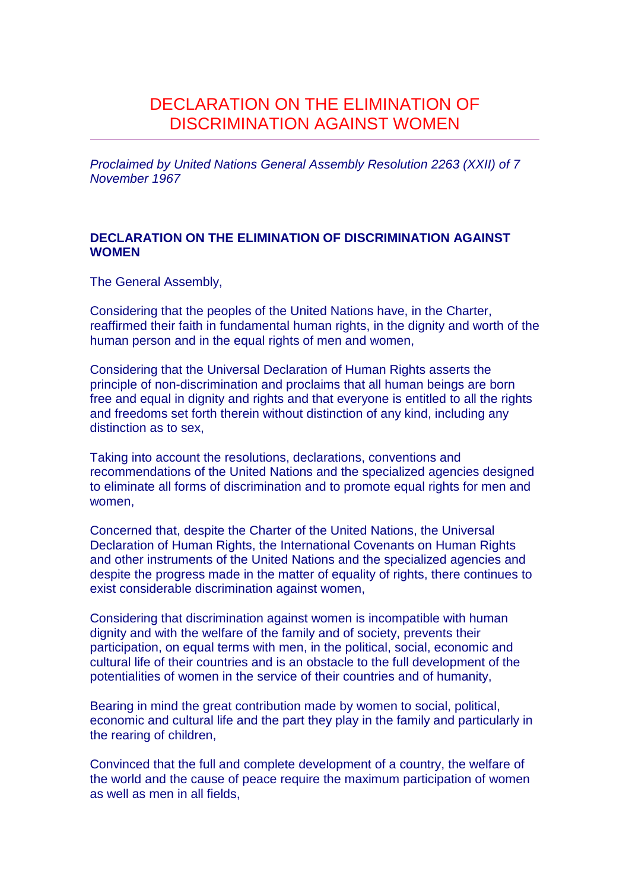# DECLARATION ON THE ELIMINATION OF DISCRIMINATION AGAINST WOMEN

*Proclaimed by United Nations General Assembly Resolution 2263 (XXII) of 7 November 1967*

## DECLARATION ON THE ELIMINATION OF DISCRIMINATION AGAINST WOMEN

The General Assembly,

Considering that the peoples of the United Nations have, in the Charter, reaffirmed their faith in fundamental human rights, in the dignity and worth of the human person and in the equal rights of men and women,

Considering that the Universal Declaration of Human Rights asserts the principle of non-discrimination and proclaims that all human beings are born free and equal in dignity and rights and that everyone is entitled to all the rights and freedoms set forth therein without distinction of any kind, including any distinction as to sex,

Taking into account the resolutions, declarations, conventions and recommendations of the United Nations and the specialized agencies designed to eliminate all forms of discrimination and to promote equal rights for men and women,

Concerned that, despite the Charter of the United Nations, the Universal Declaration of Human Rights, the International Covenants on Human Rights and other instruments of the United Nations and the specialized agencies and despite the progress made in the matter of equality of rights, there continues to exist considerable discrimination against women,

Considering that discrimination against women is incompatible with human dignity and with the welfare of the family and of society, prevents their participation, on equal terms with men, in the political, social, economic and cultural life of their countries and is an obstacle to the full development of the potentialities of women in the service of their countries and of humanity,

Bearing in mind the great contribution made by women to social, political, economic and cultural life and the part they play in the family and particularly in the rearing of children,

Convinced that the full and complete development of a country, the welfare of the world and the cause of peace require the maximum participation of women as well as men in all fields,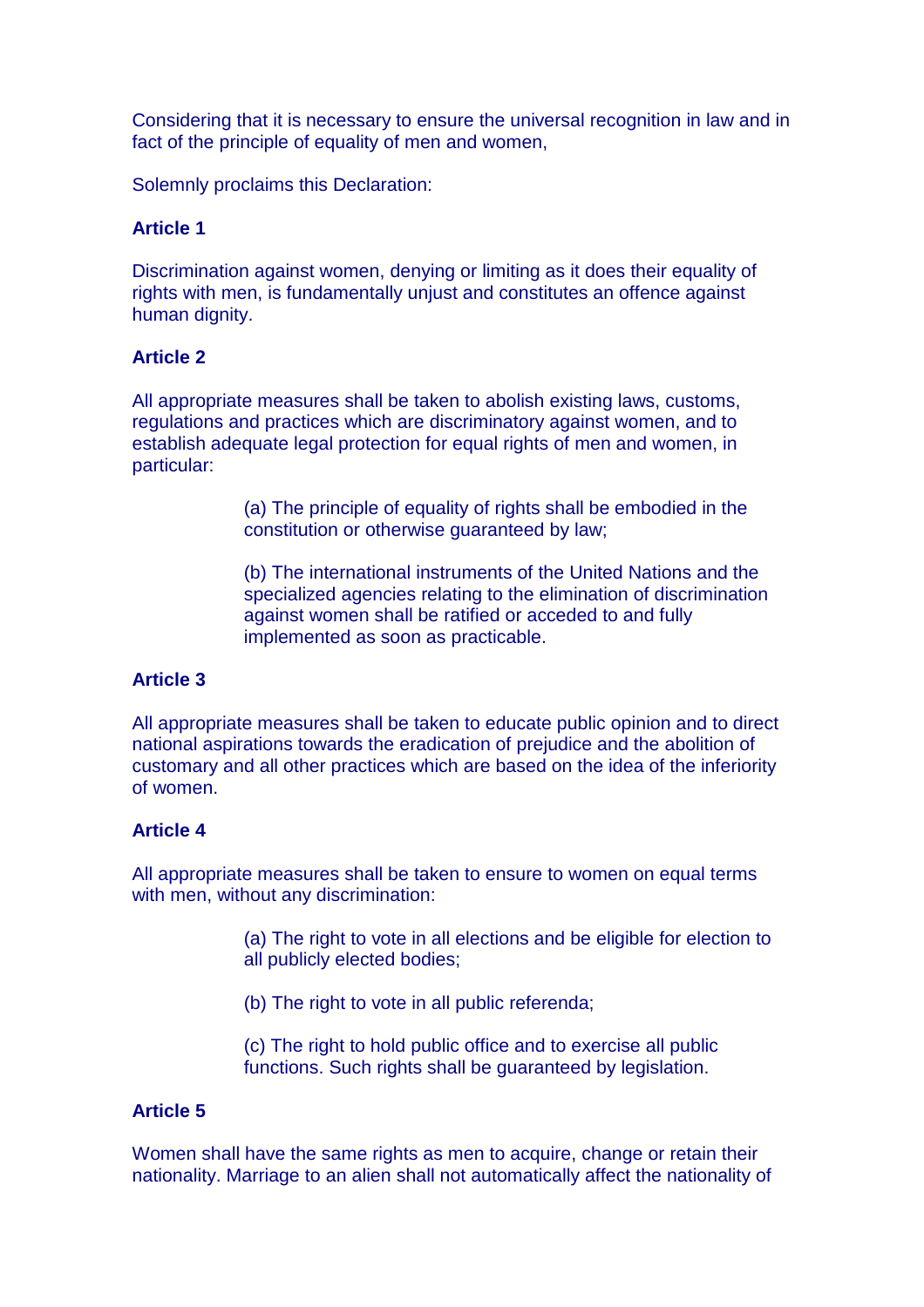Considering that it is necessary to ensure the universal recognition in law and in fact of the principle of equality of men and women,

Solemnly proclaims this Declaration:

**Article 1**

Discrimination against women, denying or limiting as it does their equality of rights with men, is fundamentally unjust and constitutes an offence against human dignity.

**Article 2**

All appropriate measures shall be taken to abolish existing laws, customs, regulations and practices which are discriminatory against women, and to establish adequate legal protection for equal rights of men and women, in particular:

> (a) The principle of equality of rights shall be embodied in the constitution or otherwise guaranteed by law;
>
> (b) The international instruments of the United Nations and the specialized agencies relating to the elimination of discrimination against women shall be ratified or acceded to and fully implemented as soon as practicable.

**Article 3**

All appropriate measures shall be taken to educate public opinion and to direct national aspirations towards the eradication of prejudice and the abolition of customary and all other practices which are based on the idea of the inferiority of women.

**Article 4**

All appropriate measures shall be taken to ensure to women on equal terms with men, without any discrimination:

> (a) The right to vote in all elections and be eligible for election to all publicly elected bodies;
>
> (b) The right to vote in all public referenda;
>
> (c) The right to hold public office and to exercise all public functions. Such rights shall be guaranteed by legislation.

**Article 5**

Women shall have the same rights as men to acquire, change or retain their nationality. Marriage to an alien shall not automatically affect the nationality of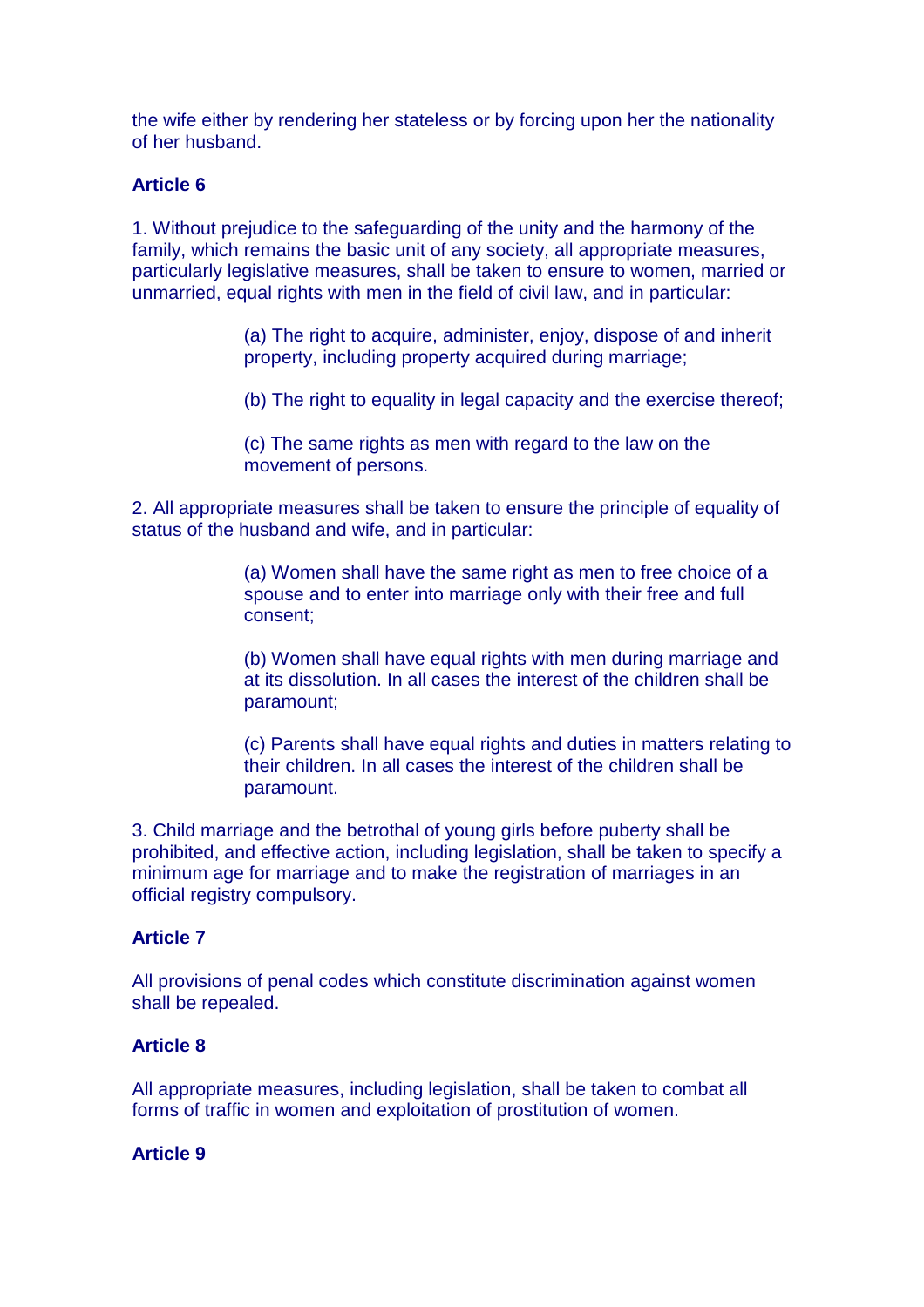the wife either by rendering her stateless or by forcing upon her the nationality of her husband.

**Article 6**

1. Without prejudice to the safeguarding of the unity and the harmony of the family, which remains the basic unit of any society, all appropriate measures, particularly legislative measures, shall be taken to ensure to women, married or unmarried, equal rights with men in the field of civil law, and in particular:

   (a) The right to acquire, administer, enjoy, dispose of and inherit property, including property acquired during marriage;

   (b) The right to equality in legal capacity and the exercise thereof;

   (c) The same rights as men with regard to the law on the movement of persons.

2. All appropriate measures shall be taken to ensure the principle of equality of status of the husband and wife, and in particular:

   (a) Women shall have the same right as men to free choice of a spouse and to enter into marriage only with their free and full consent;

   (b) Women shall have equal rights with men during marriage and at its dissolution. In all cases the interest of the children shall be paramount;

   (c) Parents shall have equal rights and duties in matters relating to their children. In all cases the interest of the children shall be paramount.

3. Child marriage and the betrothal of young girls before puberty shall be prohibited, and effective action, including legislation, shall be taken to specify a minimum age for marriage and to make the registration of marriages in an official registry compulsory.

**Article 7**

All provisions of penal codes which constitute discrimination against women shall be repealed.

**Article 8**

All appropriate measures, including legislation, shall be taken to combat all forms of traffic in women and exploitation of prostitution of women.

**Article 9**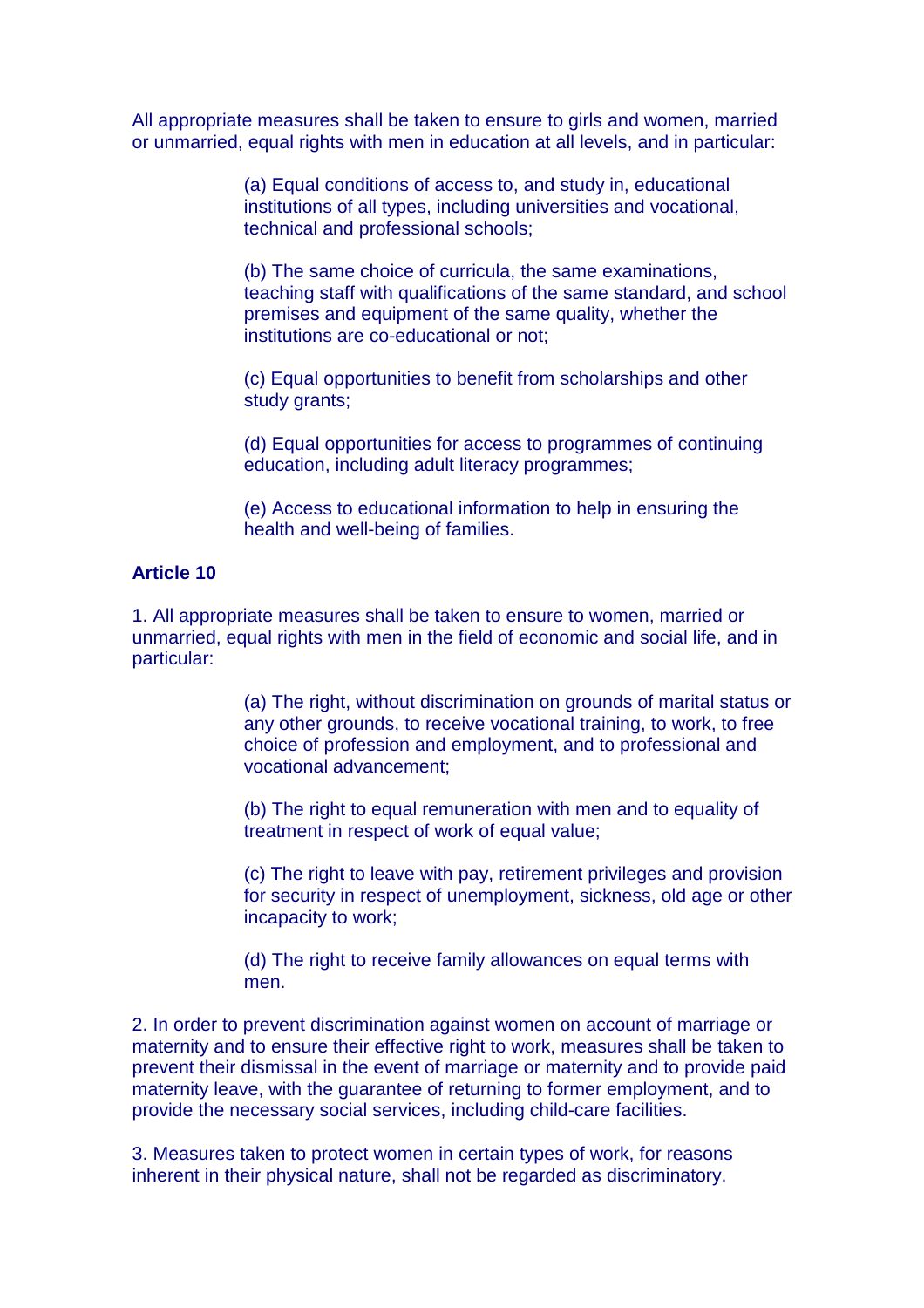All appropriate measures shall be taken to ensure to girls and women, married or unmarried, equal rights with men in education at all levels, and in particular:

> (a) Equal conditions of access to, and study in, educational institutions of all types, including universities and vocational, technical and professional schools;
>
> (b) The same choice of curricula, the same examinations, teaching staff with qualifications of the same standard, and school premises and equipment of the same quality, whether the institutions are co-educational or not;
>
> (c) Equal opportunities to benefit from scholarships and other study grants;
>
> (d) Equal opportunities for access to programmes of continuing education, including adult literacy programmes;
>
> (e) Access to educational information to help in ensuring the health and well-being of families.

**Article 10**

1. All appropriate measures shall be taken to ensure to women, married or unmarried, equal rights with men in the field of economic and social life, and in particular:

> (a) The right, without discrimination on grounds of marital status or any other grounds, to receive vocational training, to work, to free choice of profession and employment, and to professional and vocational advancement;
>
> (b) The right to equal remuneration with men and to equality of treatment in respect of work of equal value;
>
> (c) The right to leave with pay, retirement privileges and provision for security in respect of unemployment, sickness, old age or other incapacity to work;
>
> (d) The right to receive family allowances on equal terms with men.

2. In order to prevent discrimination against women on account of marriage or maternity and to ensure their effective right to work, measures shall be taken to prevent their dismissal in the event of marriage or maternity and to provide paid maternity leave, with the guarantee of returning to former employment, and to provide the necessary social services, including child-care facilities.

3. Measures taken to protect women in certain types of work, for reasons inherent in their physical nature, shall not be regarded as discriminatory.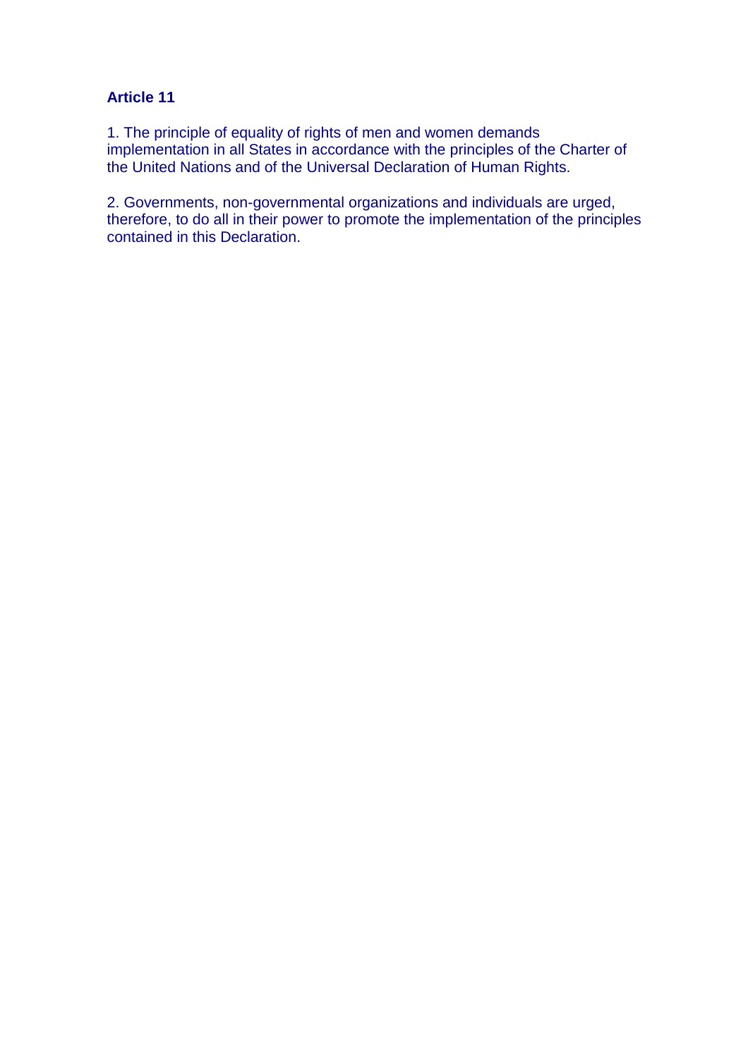**Article 11**

1. The principle of equality of rights of men and women demands implementation in all States in accordance with the principles of the Charter of the United Nations and of the Universal Declaration of Human Rights.

2. Governments, non-governmental organizations and individuals are urged, therefore, to do all in their power to promote the implementation of the principles contained in this Declaration.